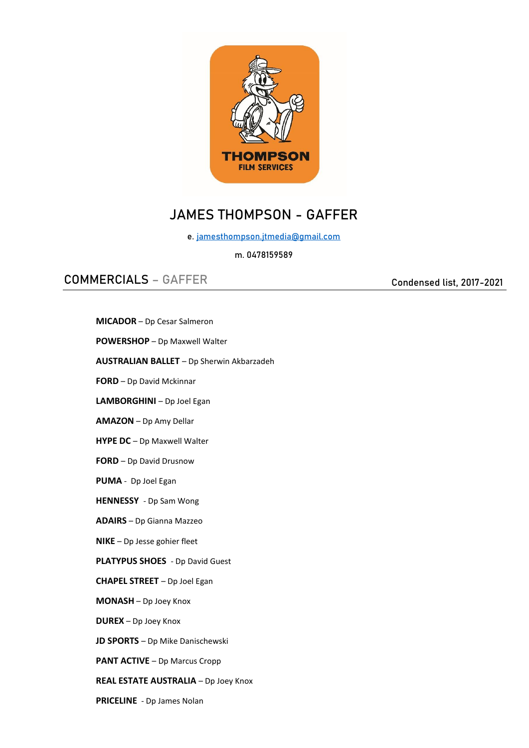# JAMES THOMPSON - GAFFER

e. jamesthompson.jtmedia@gmail.com

m. 0478159589

## COMMERCIALS – GAFFER

Condensed list, 2017-2021

**MICADOR** – Dp Cesar Salmeron

**POWERSHOP** – Dp Maxwell Walter

**AUSTRALIAN BALLET** – Dp Sherwin Akbarzadeh

**FORD** – Dp David Mckinnar

**LAMBORGHINI** – Dp Joel Egan

**AMAZON** – Dp Amy Dellar

**HYPE DC** – Dp Maxwell Walter

**FORD** – Dp David Drusnow

**PUMA** - Dp Joel Egan

**HENNESSY** - Dp Sam Wong

**ADAIRS** – Dp Gianna Mazzeo

**NIKE** – Dp Jesse gohier fleet

**PLATYPUS SHOES** - Dp David Guest

**CHAPEL STREET** – Dp Joel Egan

**MONASH** – Dp Joey Knox

**DUREX** – Dp Joey Knox

**JD SPORTS** – Dp Mike Danischewski

**PANT ACTIVE** – Dp Marcus Cropp

**REAL ESTATE AUSTRALIA** – Dp Joey Knox

**PRICELINE** - Dp James Nolan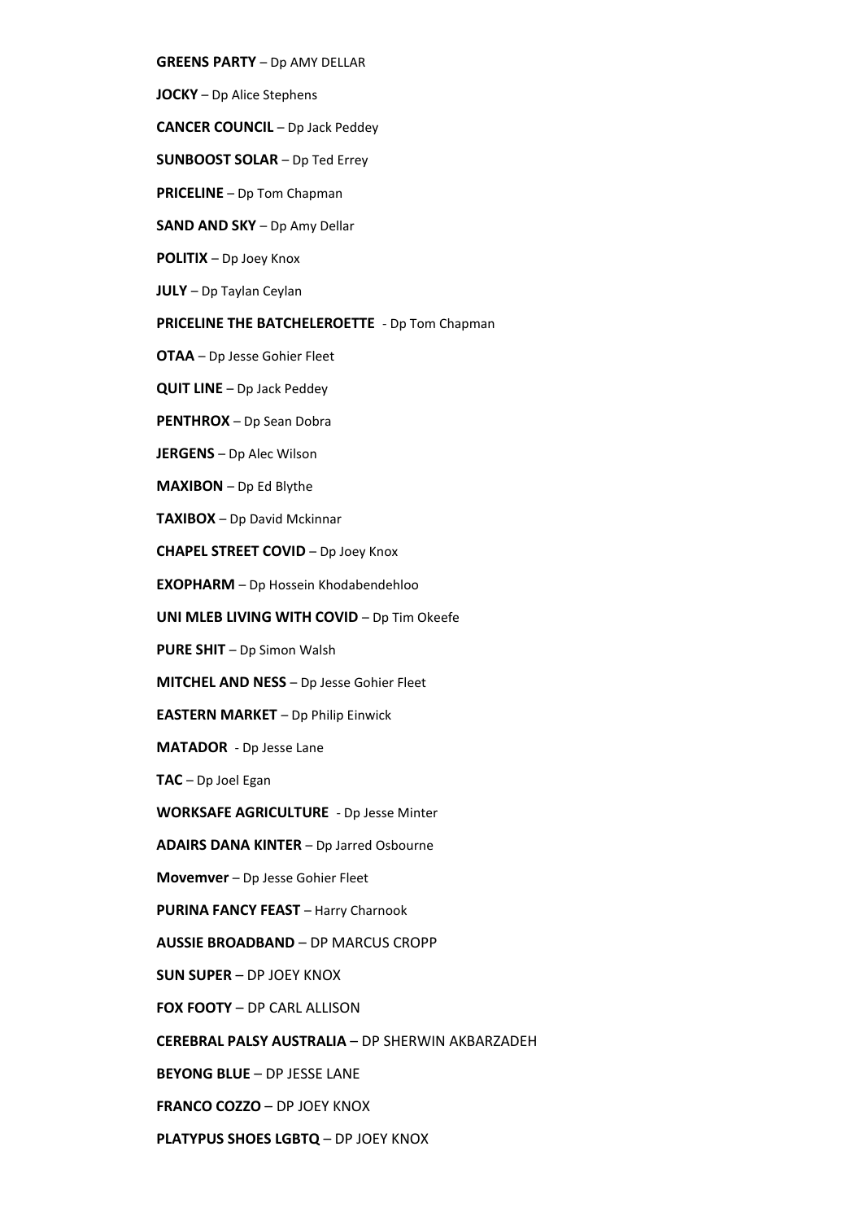**GREENS PARTY** – Dp AMY DELLAR

**JOCKY** – Dp Alice Stephens

**CANCER COUNCIL** – Dp Jack Peddey

**SUNBOOST SOLAR** – Dp Ted Errey

**PRICELINE** – Dp Tom Chapman

**SAND AND SKY** – Dp Amy Dellar

**POLITIX** – Dp Joey Knox

**JULY** – Dp Taylan Ceylan

**PRICELINE THE BATCHELEROETTE** - Dp Tom Chapman

**OTAA** – Dp Jesse Gohier Fleet

**QUIT LINE** – Dp Jack Peddey

**PENTHROX** – Dp Sean Dobra

**JERGENS** – Dp Alec Wilson

**MAXIBON** – Dp Ed Blythe

**TAXIBOX** – Dp David Mckinnar

**CHAPEL STREET COVID** – Dp Joey Knox

**EXOPHARM** – Dp Hossein Khodabendehloo

**UNI MLEB LIVING WITH COVID** – Dp Tim Okeefe

**PURE SHIT** – Dp Simon Walsh

**MITCHEL AND NESS** – Dp Jesse Gohier Fleet

**EASTERN MARKET** – Dp Philip Einwick

**MATADOR** - Dp Jesse Lane

**TAC** – Dp Joel Egan

**WORKSAFE AGRICULTURE** - Dp Jesse Minter

**ADAIRS DANA KINTER** – Dp Jarred Osbourne

**Movemver** – Dp Jesse Gohier Fleet

**PURINA FANCY FEAST** – Harry Charnook

**AUSSIE BROADBAND** – DP MARCUS CROPP

**SUN SUPER** – DP JOEY KNOX

**FOX FOOTY** – DP CARL ALLISON

**CEREBRAL PALSY AUSTRALIA** – DP SHERWIN AKBARZADEH

**BEYONG BLUE** – DP JESSE LANE

**FRANCO COZZO** – DP JOEY KNOX

**PLATYPUS SHOES LGBTQ** – DP JOEY KNOX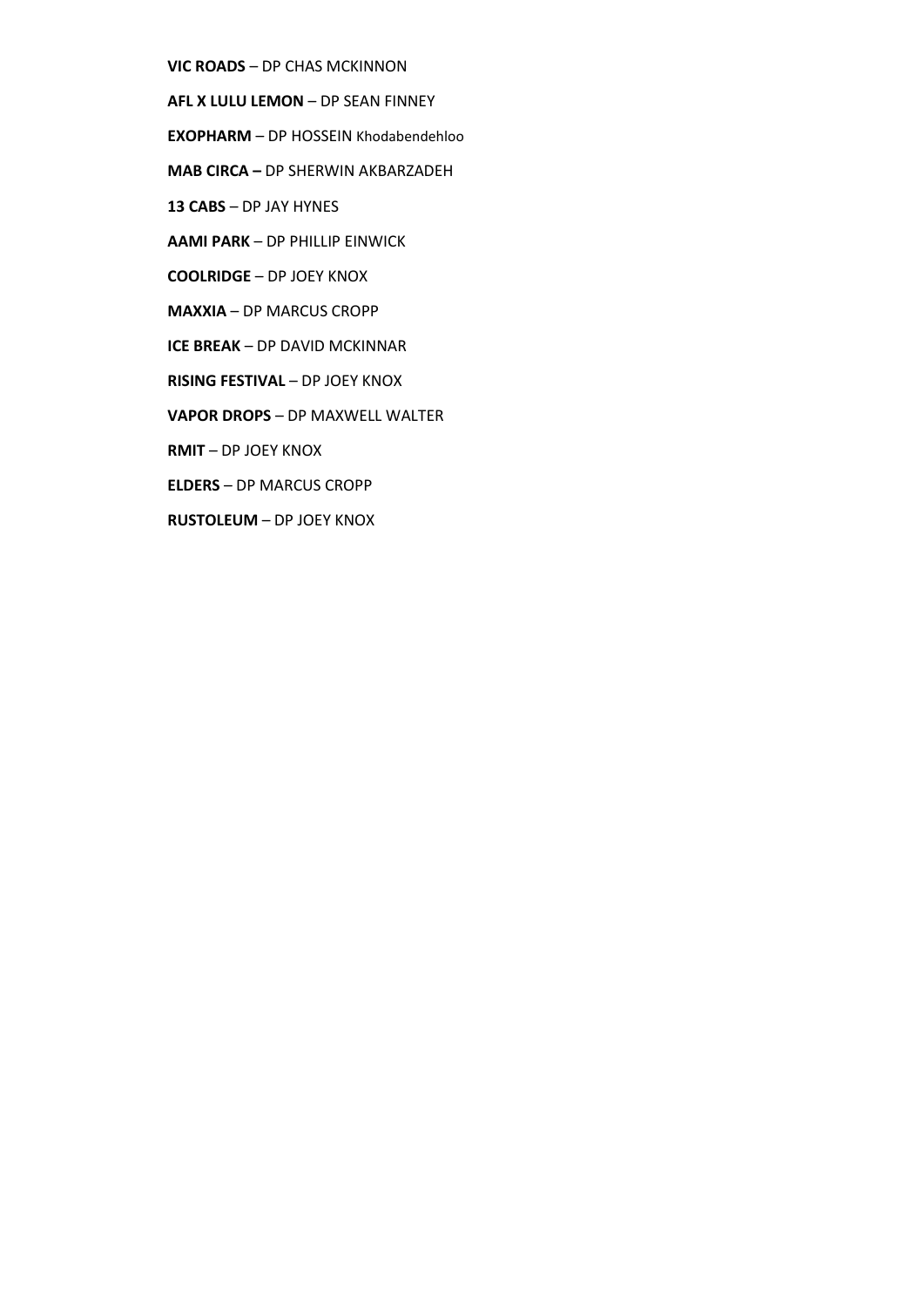**VIC ROADS** – DP CHAS MCKINNON

**AFL X LULU LEMON** – DP SEAN FINNEY

**EXOPHARM** – DP HOSSEIN Khodabendehloo

**MAB CIRCA –** DP SHERWIN AKBARZADEH

**13 CABS** – DP JAY HYNES

**AAMI PARK** – DP PHILLIP EINWICK

**COOLRIDGE** – DP JOEY KNOX

**MAXXIA** – DP MARCUS CROPP

**ICE BREAK** – DP DAVID MCKINNAR

**RISING FESTIVAL** – DP JOEY KNOX

**VAPOR DROPS** – DP MAXWELL WALTER

**RMIT** – DP JOEY KNOX

**ELDERS** – DP MARCUS CROPP

**RUSTOLEUM** – DP JOEY KNOX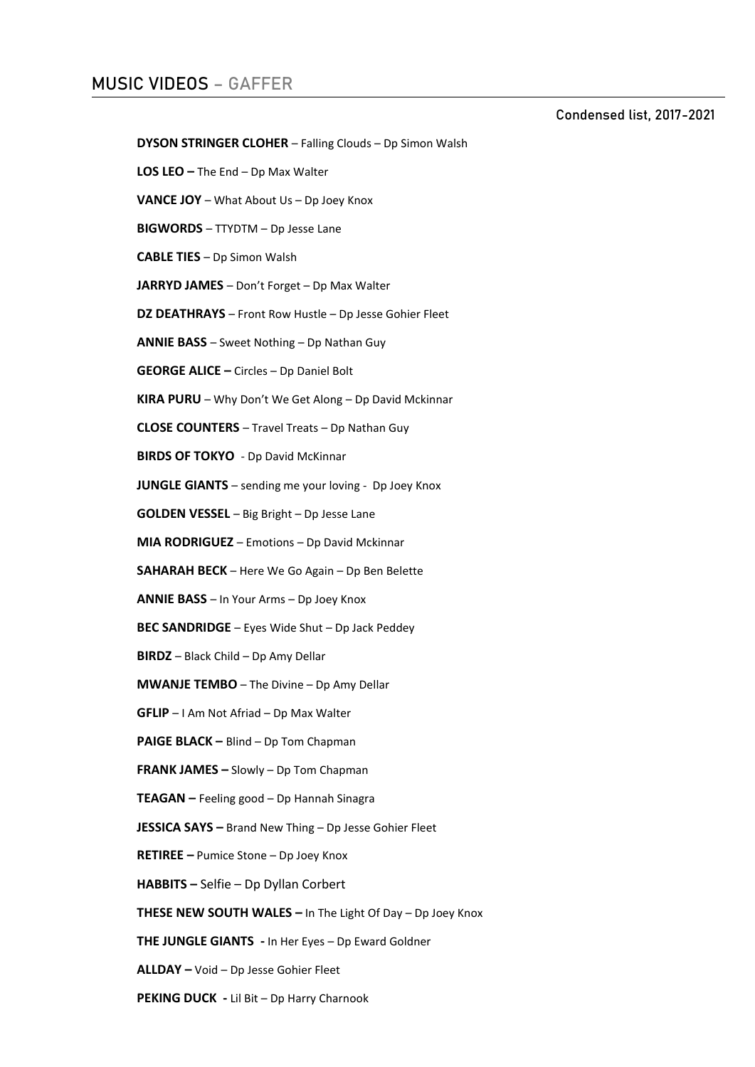## MUSIC VIDEOS – GAFFER

Condensed list, 2017-2021

**DYSON STRINGER CLOHER** – Falling Clouds – Dp Simon Walsh

**LOS LEO –** The End – Dp Max Walter

**VANCE JOY** – What About Us – Dp Joey Knox

**BIGWORDS** – TTYDTM – Dp Jesse Lane

**CABLE TIES** – Dp Simon Walsh

**JARRYD JAMES** – Don't Forget – Dp Max Walter

**DZ DEATHRAYS** – Front Row Hustle – Dp Jesse Gohier Fleet

**ANNIE BASS** – Sweet Nothing – Dp Nathan Guy

**GEORGE ALICE –** Circles – Dp Daniel Bolt

**KIRA PURU** – Why Don't We Get Along – Dp David Mckinnar

**CLOSE COUNTERS** – Travel Treats – Dp Nathan Guy

**BIRDS OF TOKYO** - Dp David McKinnar

**JUNGLE GIANTS** – sending me your loving - Dp Joey Knox

**GOLDEN VESSEL** – Big Bright – Dp Jesse Lane

**MIA RODRIGUEZ** – Emotions – Dp David Mckinnar

**SAHARAH BECK** – Here We Go Again – Dp Ben Belette

**ANNIE BASS** – In Your Arms – Dp Joey Knox

**BEC SANDRIDGE** – Eyes Wide Shut – Dp Jack Peddey

**BIRDZ** – Black Child – Dp Amy Dellar

**MWANJE TEMBO** – The Divine – Dp Amy Dellar

**GFLIP** – I Am Not Afriad – Dp Max Walter

**PAIGE BLACK –** Blind – Dp Tom Chapman

**FRANK JAMES –** Slowly – Dp Tom Chapman

**TEAGAN –** Feeling good – Dp Hannah Sinagra

**JESSICA SAYS –** Brand New Thing – Dp Jesse Gohier Fleet

**RETIREE –** Pumice Stone – Dp Joey Knox

**HABBITS –** Selfie – Dp Dyllan Corbert

**THESE NEW SOUTH WALES –** In The Light Of Day – Dp Joey Knox

**THE JUNGLE GIANTS -** In Her Eyes – Dp Eward Goldner

**ALLDAY –** Void – Dp Jesse Gohier Fleet

**PEKING DUCK -** Lil Bit – Dp Harry Charnook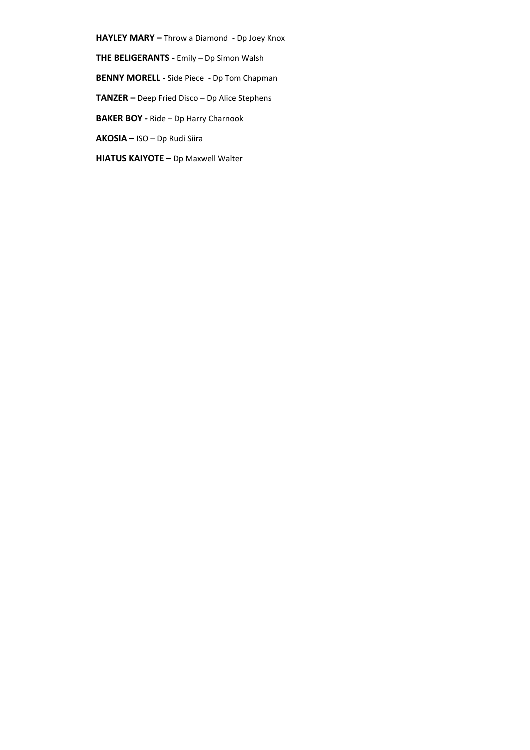**HAYLEY MARY –** Throw a Diamond - Dp Joey Knox

**THE BELIGERANTS -** Emily – Dp Simon Walsh

**BENNY MORELL -** Side Piece - Dp Tom Chapman

**TANZER –** Deep Fried Disco – Dp Alice Stephens

**BAKER BOY -** Ride – Dp Harry Charnook

**AKOSIA –** ISO – Dp Rudi Siira

**HIATUS KAIYOTE –** Dp Maxwell Walter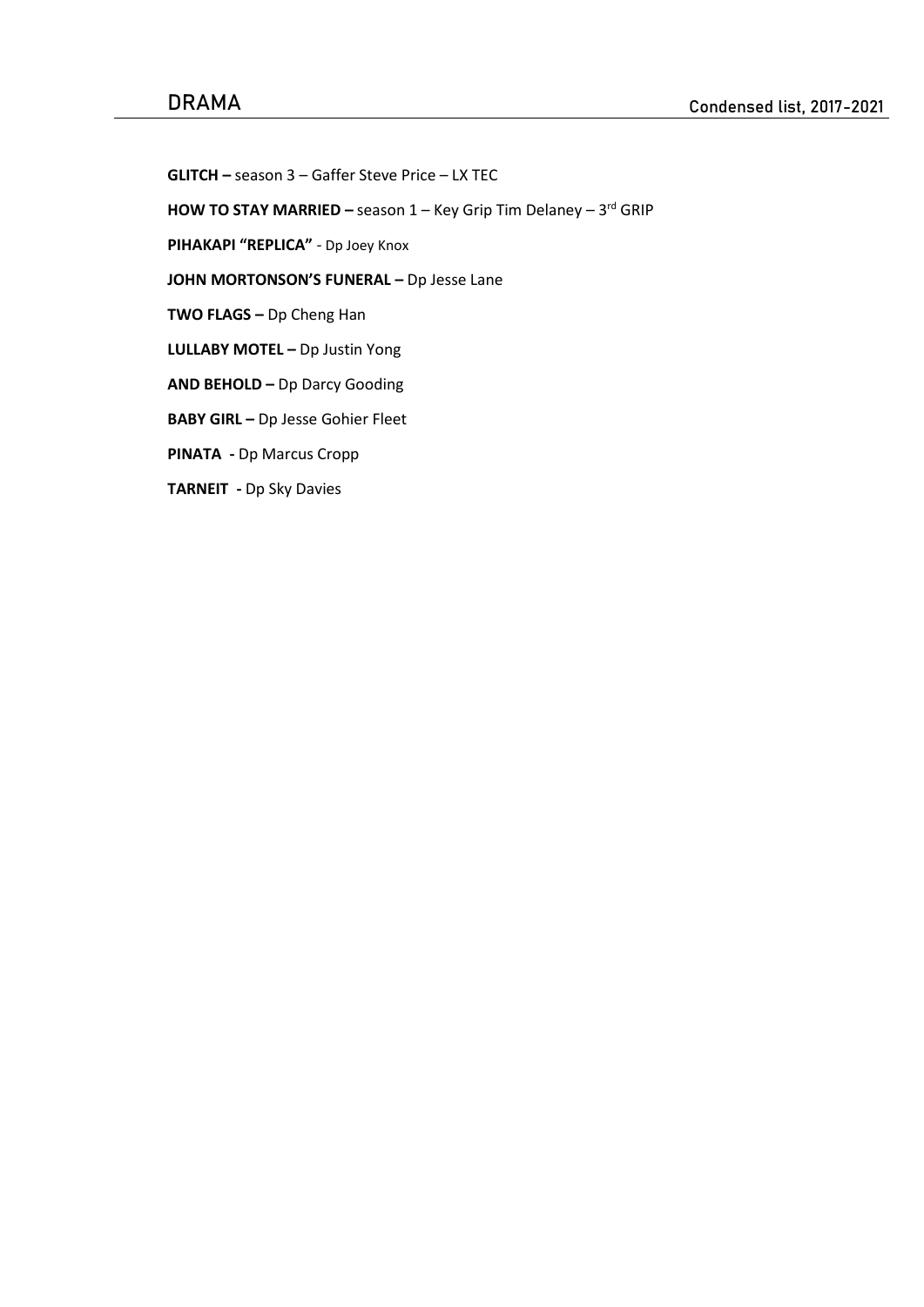## DRAMA

**Condensed list, 2017-2021**

**GLITCH –** season 3 – Gaffer Steve Price – LX TEC

**HOW TO STAY MARRIED –** season 1 – Key Grip Tim Delaney – 3rd GRIP

**PIHAKAPI "REPLICA"** - Dp Joey Knox

**JOHN MORTONSON'S FUNERAL –** Dp Jesse Lane

**TWO FLAGS –** Dp Cheng Han

**LULLABY MOTEL –** Dp Justin Yong

**AND BEHOLD –** Dp Darcy Gooding

**BABY GIRL –** Dp Jesse Gohier Fleet

**PINATA -** Dp Marcus Cropp

**TARNEIT -** Dp Sky Davies